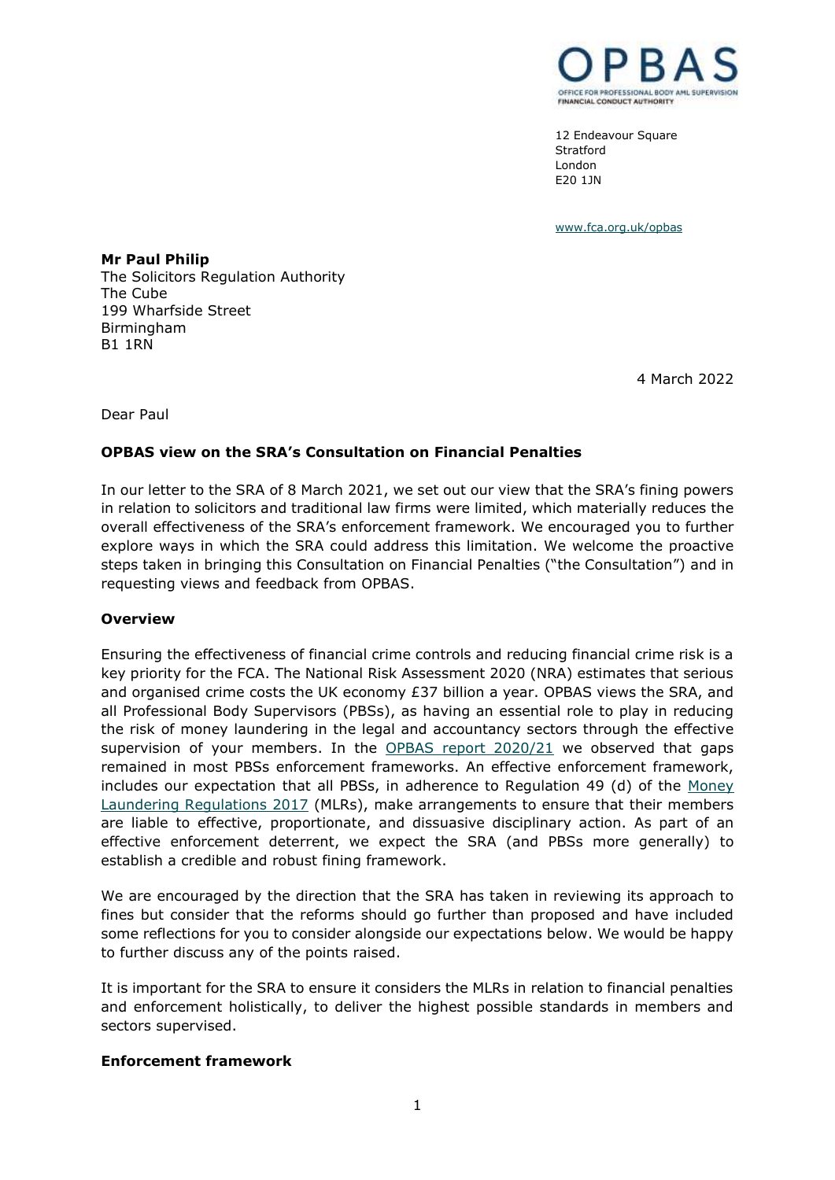OPBAS

OFFICE FOR PROFESSIONAL BODY AML SUPERVISION
FINANCIAL CONDUCT AUTHORITY

12 Endeavour Square
Stratford
London
E20 1JN

www.fca.org.uk/opbas

**Mr Paul Philip**
The Solicitors Regulation Authority
The Cube
199 Wharfside Street
Birmingham
B1 1RN

4 March 2022

Dear Paul

**OPBAS view on the SRA's Consultation on Financial Penalties**

In our letter to the SRA of 8 March 2021, we set out our view that the SRA's fining powers in relation to solicitors and traditional law firms were limited, which materially reduces the overall effectiveness of the SRA's enforcement framework. We encouraged you to further explore ways in which the SRA could address this limitation. We welcome the proactive steps taken in bringing this Consultation on Financial Penalties ("the Consultation") and in requesting views and feedback from OPBAS.

**Overview**

Ensuring the effectiveness of financial crime controls and reducing financial crime risk is a key priority for the FCA. The National Risk Assessment 2020 (NRA) estimates that serious and organised crime costs the UK economy £37 billion a year. OPBAS views the SRA, and all Professional Body Supervisors (PBSs), as having an essential role to play in reducing the risk of money laundering in the legal and accountancy sectors through the effective supervision of your members. In the OPBAS report 2020/21 we observed that gaps remained in most PBSs enforcement frameworks. An effective enforcement framework, includes our expectation that all PBSs, in adherence to Regulation 49 (d) of the Money Laundering Regulations 2017 (MLRs), make arrangements to ensure that their members are liable to effective, proportionate, and dissuasive disciplinary action. As part of an effective enforcement deterrent, we expect the SRA (and PBSs more generally) to establish a credible and robust fining framework.

We are encouraged by the direction that the SRA has taken in reviewing its approach to fines but consider that the reforms should go further than proposed and have included some reflections for you to consider alongside our expectations below. We would be happy to further discuss any of the points raised.

It is important for the SRA to ensure it considers the MLRs in relation to financial penalties and enforcement holistically, to deliver the highest possible standards in members and sectors supervised.

**Enforcement framework**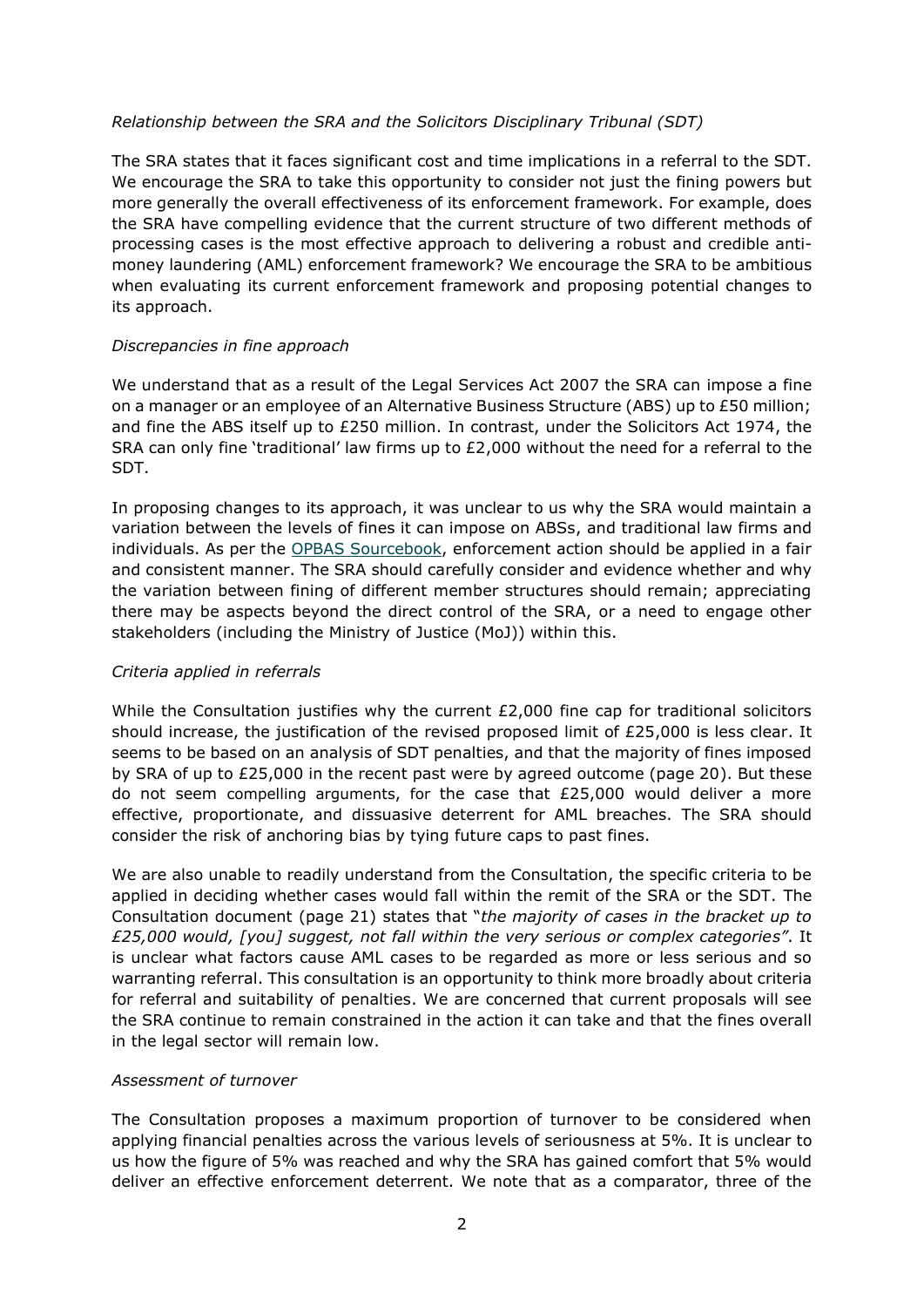*Relationship between the SRA and the Solicitors Disciplinary Tribunal (SDT)*

The SRA states that it faces significant cost and time implications in a referral to the SDT. We encourage the SRA to take this opportunity to consider not just the fining powers but more generally the overall effectiveness of its enforcement framework. For example, does the SRA have compelling evidence that the current structure of two different methods of processing cases is the most effective approach to delivering a robust and credible anti-money laundering (AML) enforcement framework? We encourage the SRA to be ambitious when evaluating its current enforcement framework and proposing potential changes to its approach.

*Discrepancies in fine approach*

We understand that as a result of the Legal Services Act 2007 the SRA can impose a fine on a manager or an employee of an Alternative Business Structure (ABS) up to £50 million; and fine the ABS itself up to £250 million. In contrast, under the Solicitors Act 1974, the SRA can only fine 'traditional' law firms up to £2,000 without the need for a referral to the SDT.

In proposing changes to its approach, it was unclear to us why the SRA would maintain a variation between the levels of fines it can impose on ABSs, and traditional law firms and individuals. As per the OPBAS Sourcebook, enforcement action should be applied in a fair and consistent manner. The SRA should carefully consider and evidence whether and why the variation between fining of different member structures should remain; appreciating there may be aspects beyond the direct control of the SRA, or a need to engage other stakeholders (including the Ministry of Justice (MoJ)) within this.

*Criteria applied in referrals*

While the Consultation justifies why the current £2,000 fine cap for traditional solicitors should increase, the justification of the revised proposed limit of £25,000 is less clear. It seems to be based on an analysis of SDT penalties, and that the majority of fines imposed by SRA of up to £25,000 in the recent past were by agreed outcome (page 20). But these do not seem compelling arguments, for the case that £25,000 would deliver a more effective, proportionate, and dissuasive deterrent for AML breaches. The SRA should consider the risk of anchoring bias by tying future caps to past fines.

We are also unable to readily understand from the Consultation, the specific criteria to be applied in deciding whether cases would fall within the remit of the SRA or the SDT. The Consultation document (page 21) states that "*the majority of cases in the bracket up to £25,000 would, [you] suggest, not fall within the very serious or complex categories*". It is unclear what factors cause AML cases to be regarded as more or less serious and so warranting referral. This consultation is an opportunity to think more broadly about criteria for referral and suitability of penalties. We are concerned that current proposals will see the SRA continue to remain constrained in the action it can take and that the fines overall in the legal sector will remain low.

*Assessment of turnover*

The Consultation proposes a maximum proportion of turnover to be considered when applying financial penalties across the various levels of seriousness at 5%. It is unclear to us how the figure of 5% was reached and why the SRA has gained comfort that 5% would deliver an effective enforcement deterrent. We note that as a comparator, three of the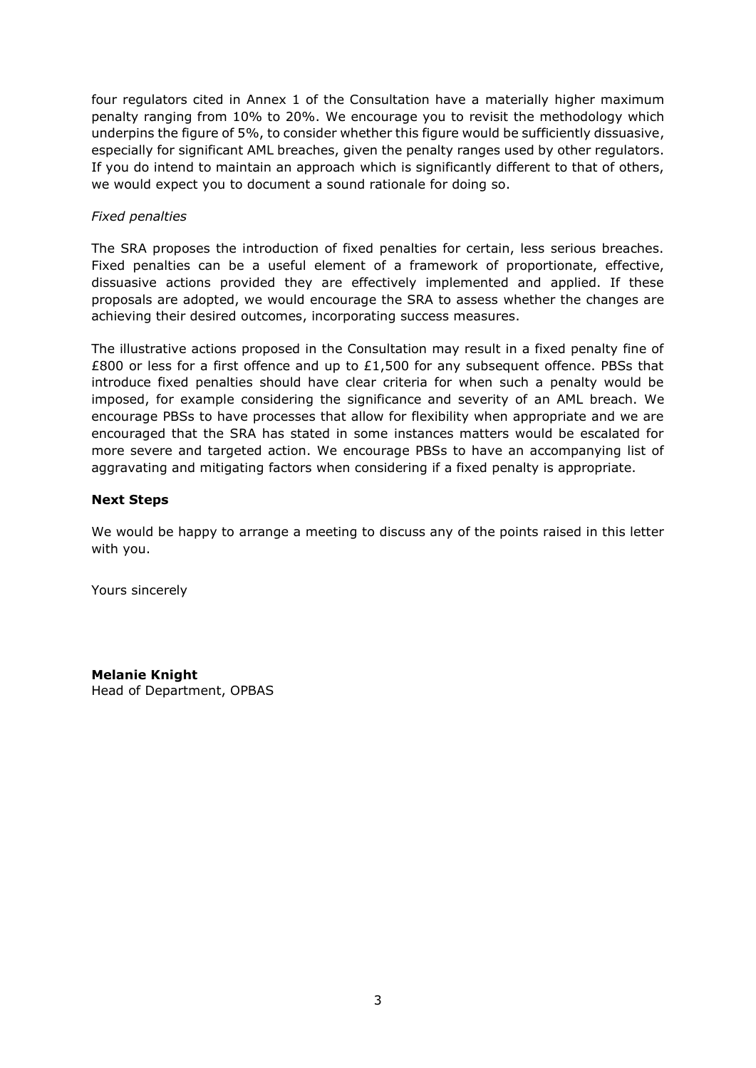four regulators cited in Annex 1 of the Consultation have a materially higher maximum penalty ranging from 10% to 20%. We encourage you to revisit the methodology which underpins the figure of 5%, to consider whether this figure would be sufficiently dissuasive, especially for significant AML breaches, given the penalty ranges used by other regulators. If you do intend to maintain an approach which is significantly different to that of others, we would expect you to document a sound rationale for doing so.

*Fixed penalties*

The SRA proposes the introduction of fixed penalties for certain, less serious breaches. Fixed penalties can be a useful element of a framework of proportionate, effective, dissuasive actions provided they are effectively implemented and applied. If these proposals are adopted, we would encourage the SRA to assess whether the changes are achieving their desired outcomes, incorporating success measures.

The illustrative actions proposed in the Consultation may result in a fixed penalty fine of £800 or less for a first offence and up to £1,500 for any subsequent offence. PBSs that introduce fixed penalties should have clear criteria for when such a penalty would be imposed, for example considering the significance and severity of an AML breach. We encourage PBSs to have processes that allow for flexibility when appropriate and we are encouraged that the SRA has stated in some instances matters would be escalated for more severe and targeted action. We encourage PBSs to have an accompanying list of aggravating and mitigating factors when considering if a fixed penalty is appropriate.

**Next Steps**

We would be happy to arrange a meeting to discuss any of the points raised in this letter with you.

Yours sincerely

**Melanie Knight**
Head of Department, OPBAS